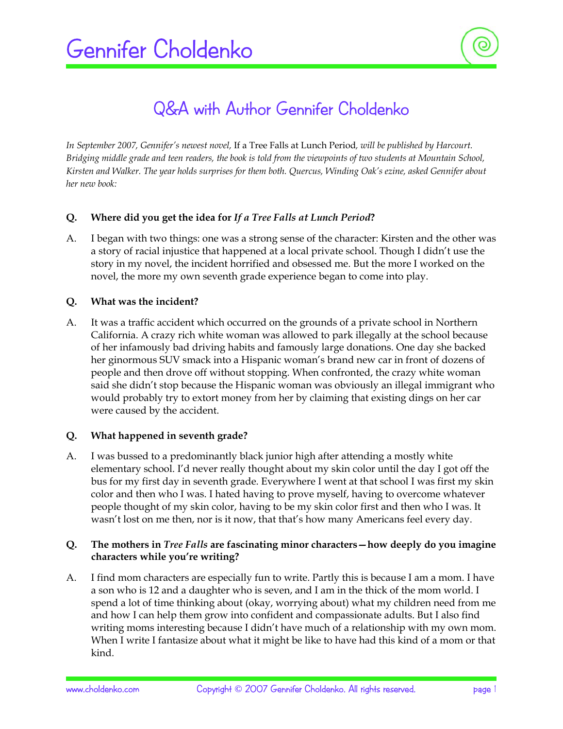# Gennifer Choldenko

## Q&A with Author Gennifer Choldenko

*In September 2007, Gennifer's newest novel,* If a Tree Falls at Lunch Period*, will be published by Harcourt. Bridging middle grade and teen readers, the book is told from the viewpoints of two students at Mountain School, Kirsten and Walker. The year holds surprises for them both. Quercus, Winding Oak's ezine, asked Gennifer about her new book:*

**Q. Where did you get the idea for *If a Tree Falls at Lunch Period*?**

A. I began with two things: one was a strong sense of the character: Kirsten and the other was a story of racial injustice that happened at a local private school. Though I didn't use the story in my novel, the incident horrified and obsessed me. But the more I worked on the novel, the more my own seventh grade experience began to come into play.

**Q. What was the incident?**

A. It was a traffic accident which occurred on the grounds of a private school in Northern California. A crazy rich white woman was allowed to park illegally at the school because of her infamously bad driving habits and famously large donations. One day she backed her ginormous SUV smack into a Hispanic woman's brand new car in front of dozens of people and then drove off without stopping. When confronted, the crazy white woman said she didn't stop because the Hispanic woman was obviously an illegal immigrant who would probably try to extort money from her by claiming that existing dings on her car were caused by the accident.

**Q. What happened in seventh grade?**

A. I was bussed to a predominantly black junior high after attending a mostly white elementary school. I'd never really thought about my skin color until the day I got off the bus for my first day in seventh grade. Everywhere I went at that school I was first my skin color and then who I was. I hated having to prove myself, having to overcome whatever people thought of my skin color, having to be my skin color first and then who I was. It wasn't lost on me then, nor is it now, that that's how many Americans feel every day.

**Q. The mothers in *Tree Falls* are fascinating minor characters—how deeply do you imagine characters while you're writing?**

A. I find mom characters are especially fun to write. Partly this is because I am a mom. I have a son who is 12 and a daughter who is seven, and I am in the thick of the mom world. I spend a lot of time thinking about (okay, worrying about) what my children need from me and how I can help them grow into confident and compassionate adults. But I also find writing moms interesting because I didn't have much of a relationship with my own mom. When I write I fantasize about what it might be like to have had this kind of a mom or that kind.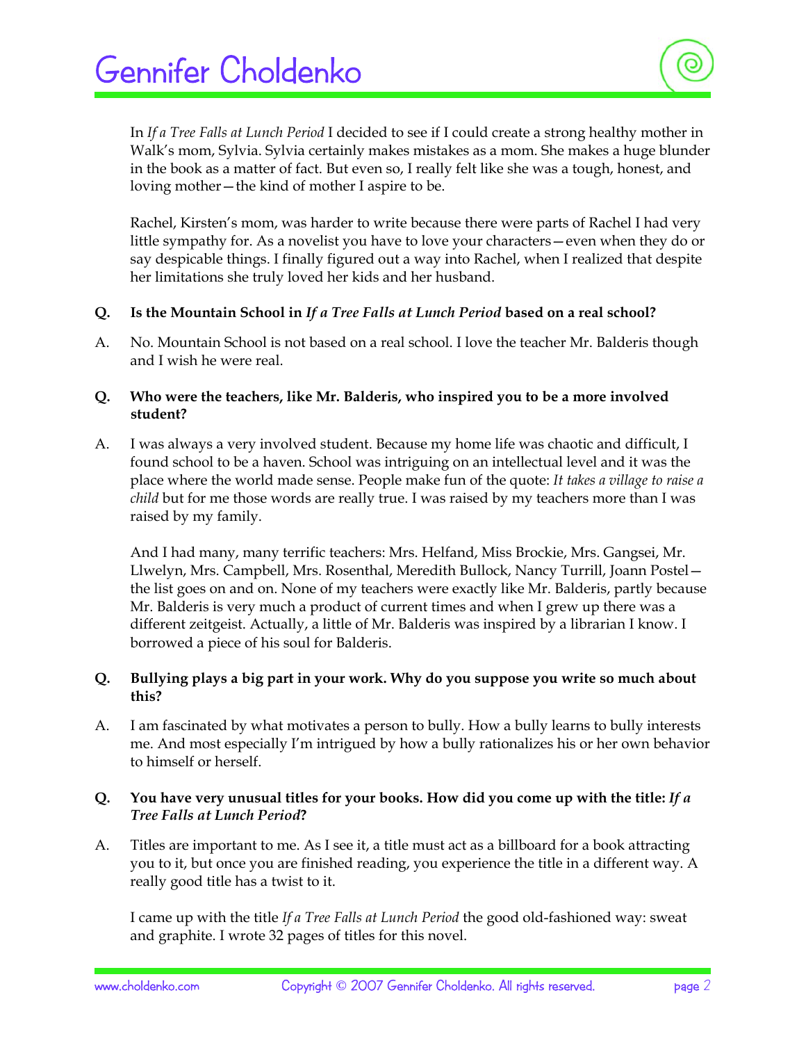In *If a Tree Falls at Lunch Period* I decided to see if I could create a strong healthy mother in Walk's mom, Sylvia. Sylvia certainly makes mistakes as a mom. She makes a huge blunder in the book as a matter of fact. But even so, I really felt like she was a tough, honest, and loving mother—the kind of mother I aspire to be.

Rachel, Kirsten's mom, was harder to write because there were parts of Rachel I had very little sympathy for. As a novelist you have to love your characters—even when they do or say despicable things. I finally figured out a way into Rachel, when I realized that despite her limitations she truly loved her kids and her husband.

**Q. Is the Mountain School in *If a Tree Falls at Lunch Period* based on a real school?**

A. No. Mountain School is not based on a real school. I love the teacher Mr. Balderis though and I wish he were real.

**Q. Who were the teachers, like Mr. Balderis, who inspired you to be a more involved student?**

A. I was always a very involved student. Because my home life was chaotic and difficult, I found school to be a haven. School was intriguing on an intellectual level and it was the place where the world made sense. People make fun of the quote: *It takes a village to raise a child* but for me those words are really true. I was raised by my teachers more than I was raised by my family.

And I had many, many terrific teachers: Mrs. Helfand, Miss Brockie, Mrs. Gangsei, Mr. Llwelyn, Mrs. Campbell, Mrs. Rosenthal, Meredith Bullock, Nancy Turrill, Joann Postel—the list goes on and on. None of my teachers were exactly like Mr. Balderis, partly because Mr. Balderis is very much a product of current times and when I grew up there was a different zeitgeist. Actually, a little of Mr. Balderis was inspired by a librarian I know. I borrowed a piece of his soul for Balderis.

**Q. Bullying plays a big part in your work. Why do you suppose you write so much about this?**

A. I am fascinated by what motivates a person to bully. How a bully learns to bully interests me. And most especially I'm intrigued by how a bully rationalizes his or her own behavior to himself or herself.

**Q. You have very unusual titles for your books. How did you come up with the title: *If a Tree Falls at Lunch Period*?**

A. Titles are important to me. As I see it, a title must act as a billboard for a book attracting you to it, but once you are finished reading, you experience the title in a different way. A really good title has a twist to it.

I came up with the title *If a Tree Falls at Lunch Period* the good old-fashioned way: sweat and graphite. I wrote 32 pages of titles for this novel.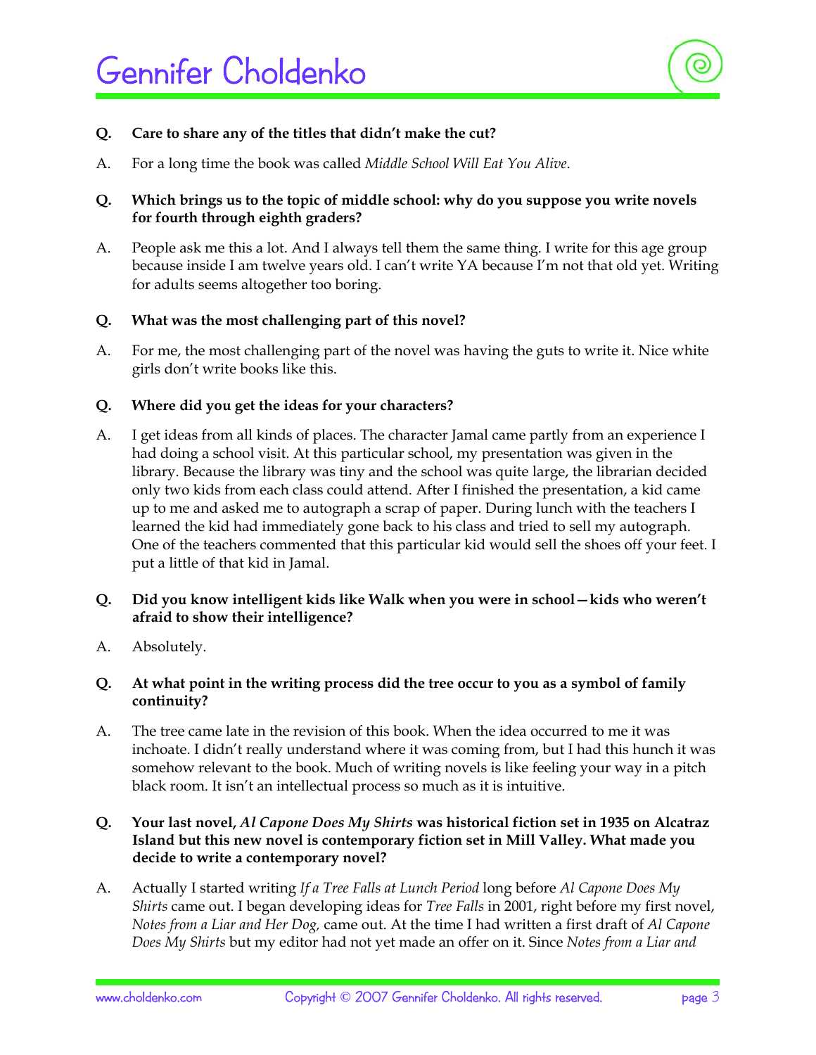**Q. Care to share any of the titles that didn't make the cut?**

A. For a long time the book was called *Middle School Will Eat You Alive*.

**Q. Which brings us to the topic of middle school: why do you suppose you write novels for fourth through eighth graders?**

A. People ask me this a lot. And I always tell them the same thing. I write for this age group because inside I am twelve years old. I can't write YA because I'm not that old yet. Writing for adults seems altogether too boring.

**Q. What was the most challenging part of this novel?**

A. For me, the most challenging part of the novel was having the guts to write it. Nice white girls don't write books like this.

**Q. Where did you get the ideas for your characters?**

A. I get ideas from all kinds of places. The character Jamal came partly from an experience I had doing a school visit. At this particular school, my presentation was given in the library. Because the library was tiny and the school was quite large, the librarian decided only two kids from each class could attend. After I finished the presentation, a kid came up to me and asked me to autograph a scrap of paper. During lunch with the teachers I learned the kid had immediately gone back to his class and tried to sell my autograph. One of the teachers commented that this particular kid would sell the shoes off your feet. I put a little of that kid in Jamal.

**Q. Did you know intelligent kids like Walk when you were in school—kids who weren't afraid to show their intelligence?**

A. Absolutely.

**Q. At what point in the writing process did the tree occur to you as a symbol of family continuity?**

A. The tree came late in the revision of this book. When the idea occurred to me it was inchoate. I didn't really understand where it was coming from, but I had this hunch it was somehow relevant to the book. Much of writing novels is like feeling your way in a pitch black room. It isn't an intellectual process so much as it is intuitive.

**Q. Your last novel, *Al Capone Does My Shirts* was historical fiction set in 1935 on Alcatraz Island but this new novel is contemporary fiction set in Mill Valley. What made you decide to write a contemporary novel?**

A. Actually I started writing *If a Tree Falls at Lunch Period* long before *Al Capone Does My Shirts* came out. I began developing ideas for *Tree Falls* in 2001, right before my first novel, *Notes from a Liar and Her Dog,* came out. At the time I had written a first draft of *Al Capone Does My Shirts* but my editor had not yet made an offer on it. Since *Notes from a Liar and*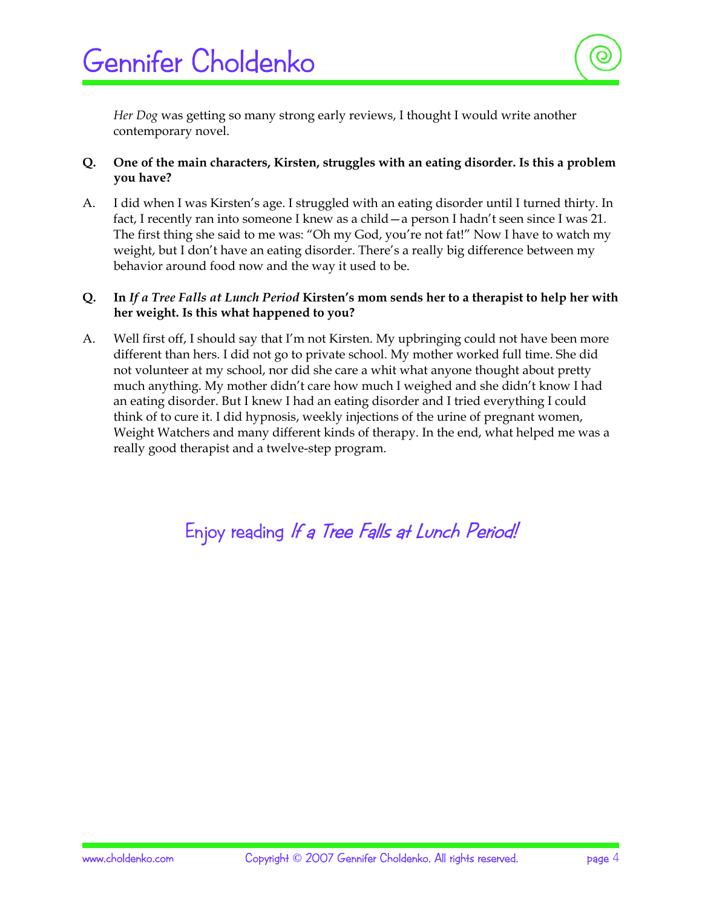*Her Dog* was getting so many strong early reviews, I thought I would write another contemporary novel.

**Q. One of the main characters, Kirsten, struggles with an eating disorder. Is this a problem you have?**

A. I did when I was Kirsten's age. I struggled with an eating disorder until I turned thirty. In fact, I recently ran into someone I knew as a child—a person I hadn't seen since I was 21. The first thing she said to me was: "Oh my God, you're not fat!" Now I have to watch my weight, but I don't have an eating disorder. There's a really big difference between my behavior around food now and the way it used to be.

**Q. In *If a Tree Falls at Lunch Period* Kirsten's mom sends her to a therapist to help her with her weight. Is this what happened to you?**

A. Well first off, I should say that I'm not Kirsten. My upbringing could not have been more different than hers. I did not go to private school. My mother worked full time. She did not volunteer at my school, nor did she care a whit what anyone thought about pretty much anything. My mother didn't care how much I weighed and she didn't know I had an eating disorder. But I knew I had an eating disorder and I tried everything I could think of to cure it. I did hypnosis, weekly injections of the urine of pregnant women, Weight Watchers and many different kinds of therapy. In the end, what helped me was a really good therapist and a twelve-step program.

Enjoy reading *If a Tree Falls at Lunch Period!*